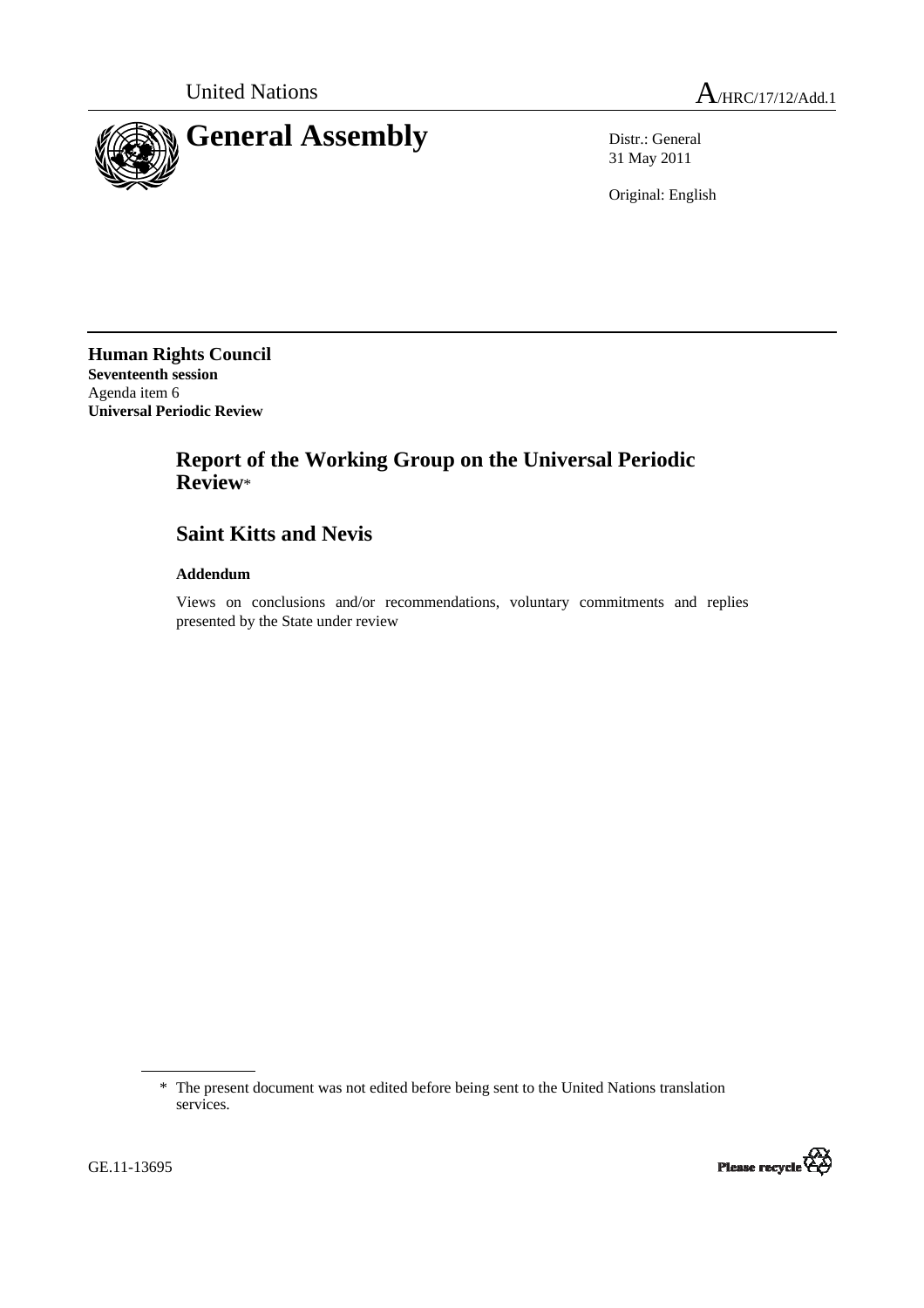United Nations

A/HRC/17/12/Add.1

# General Assembly

Distr.: General
31 May 2011

Original: English

**Human Rights Council**
**Seventeenth session**
Agenda item 6
**Universal Periodic Review**

## Report of the Working Group on the Universal Periodic Review*

## Saint Kitts and Nevis

### Addendum

Views on conclusions and/or recommendations, voluntary commitments and replies presented by the State under review

---

\* The present document was not edited before being sent to the United Nations translation services.

GE.11-13695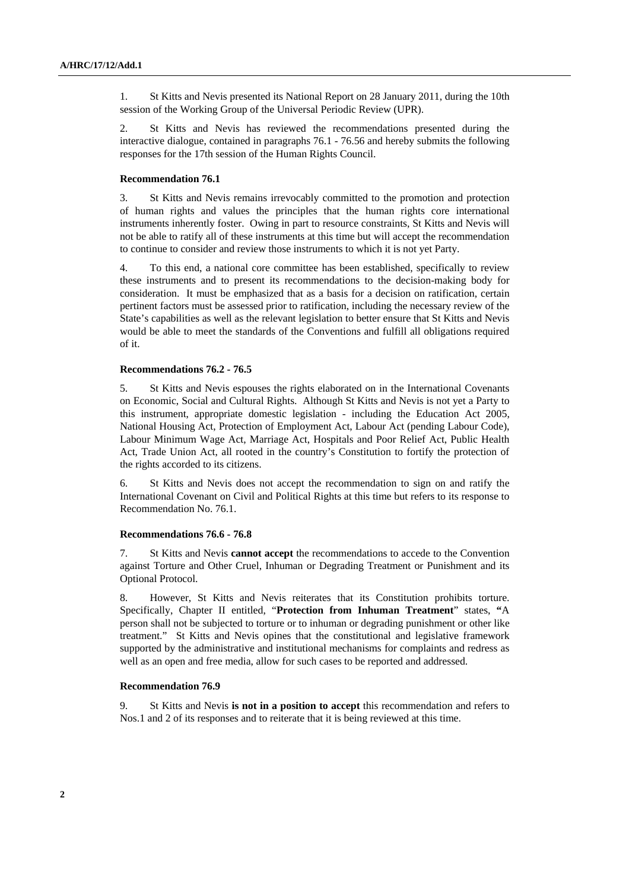1. St Kitts and Nevis presented its National Report on 28 January 2011, during the 10th session of the Working Group of the Universal Periodic Review (UPR).

2. St Kitts and Nevis has reviewed the recommendations presented during the interactive dialogue, contained in paragraphs 76.1 - 76.56 and hereby submits the following responses for the 17th session of the Human Rights Council.

**Recommendation 76.1**

3. St Kitts and Nevis remains irrevocably committed to the promotion and protection of human rights and values the principles that the human rights core international instruments inherently foster. Owing in part to resource constraints, St Kitts and Nevis will not be able to ratify all of these instruments at this time but will accept the recommendation to continue to consider and review those instruments to which it is not yet Party.

4. To this end, a national core committee has been established, specifically to review these instruments and to present its recommendations to the decision-making body for consideration. It must be emphasized that as a basis for a decision on ratification, certain pertinent factors must be assessed prior to ratification, including the necessary review of the State's capabilities as well as the relevant legislation to better ensure that St Kitts and Nevis would be able to meet the standards of the Conventions and fulfill all obligations required of it.

**Recommendations 76.2 - 76.5**

5. St Kitts and Nevis espouses the rights elaborated on in the International Covenants on Economic, Social and Cultural Rights. Although St Kitts and Nevis is not yet a Party to this instrument, appropriate domestic legislation - including the Education Act 2005, National Housing Act, Protection of Employment Act, Labour Act (pending Labour Code), Labour Minimum Wage Act, Marriage Act, Hospitals and Poor Relief Act, Public Health Act, Trade Union Act, all rooted in the country's Constitution to fortify the protection of the rights accorded to its citizens.

6. St Kitts and Nevis does not accept the recommendation to sign on and ratify the International Covenant on Civil and Political Rights at this time but refers to its response to Recommendation No. 76.1.

**Recommendations 76.6 - 76.8**

7. St Kitts and Nevis **cannot accept** the recommendations to accede to the Convention against Torture and Other Cruel, Inhuman or Degrading Treatment or Punishment and its Optional Protocol.

8. However, St Kitts and Nevis reiterates that its Constitution prohibits torture. Specifically, Chapter II entitled, "**Protection from Inhuman Treatment**" states, "A person shall not be subjected to torture or to inhuman or degrading punishment or other like treatment." St Kitts and Nevis opines that the constitutional and legislative framework supported by the administrative and institutional mechanisms for complaints and redress as well as an open and free media, allow for such cases to be reported and addressed.

**Recommendation 76.9**

9. St Kitts and Nevis **is not in a position to accept** this recommendation and refers to Nos.1 and 2 of its responses and to reiterate that it is being reviewed at this time.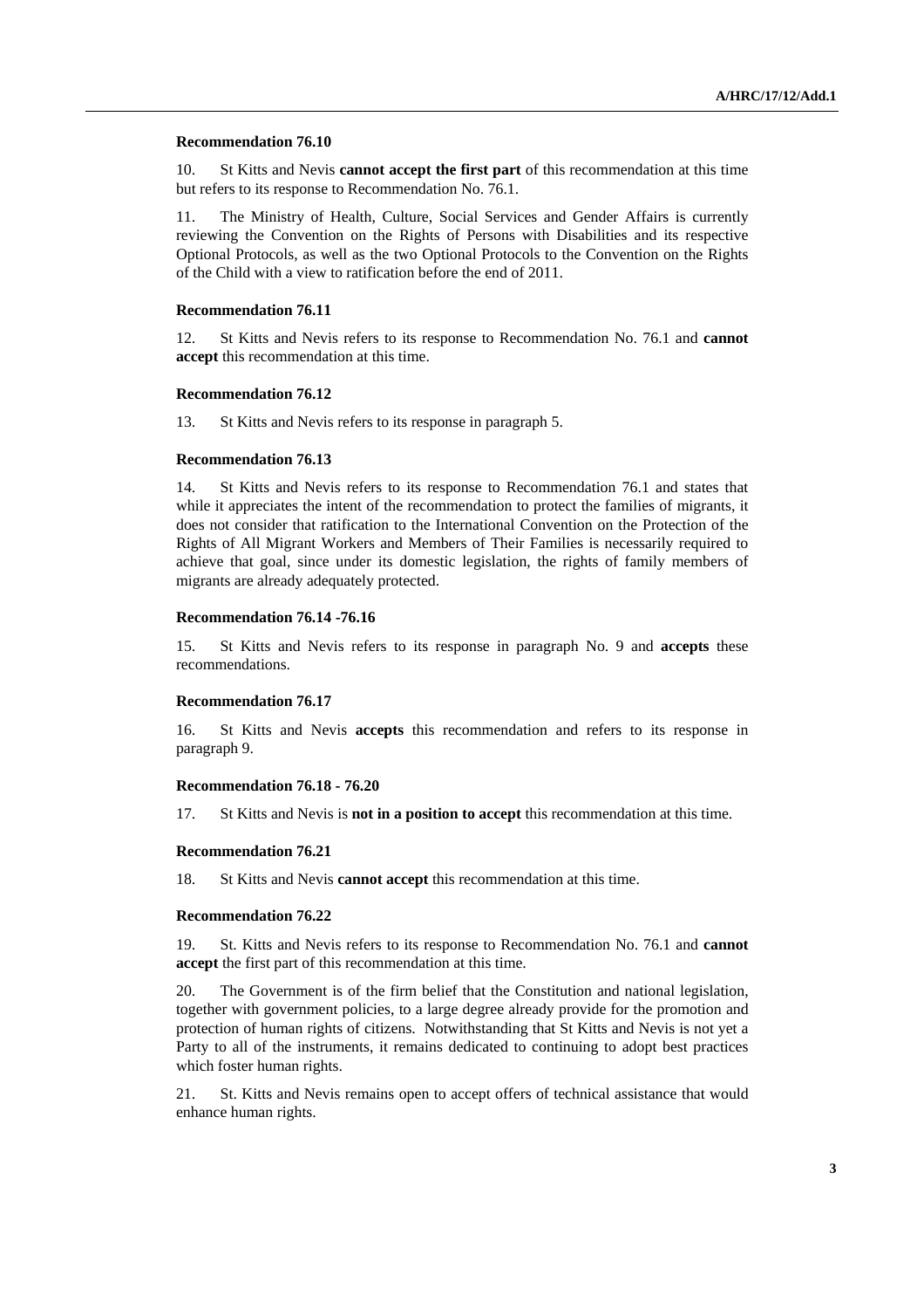**Recommendation 76.10**

10. St Kitts and Nevis **cannot accept the first part** of this recommendation at this time but refers to its response to Recommendation No. 76.1.

11. The Ministry of Health, Culture, Social Services and Gender Affairs is currently reviewing the Convention on the Rights of Persons with Disabilities and its respective Optional Protocols, as well as the two Optional Protocols to the Convention on the Rights of the Child with a view to ratification before the end of 2011.

**Recommendation 76.11**

12. St Kitts and Nevis refers to its response to Recommendation No. 76.1 and **cannot accept** this recommendation at this time.

**Recommendation 76.12**

13. St Kitts and Nevis refers to its response in paragraph 5.

**Recommendation 76.13**

14. St Kitts and Nevis refers to its response to Recommendation 76.1 and states that while it appreciates the intent of the recommendation to protect the families of migrants, it does not consider that ratification to the International Convention on the Protection of the Rights of All Migrant Workers and Members of Their Families is necessarily required to achieve that goal, since under its domestic legislation, the rights of family members of migrants are already adequately protected.

**Recommendation 76.14 -76.16**

15. St Kitts and Nevis refers to its response in paragraph No. 9 and **accepts** these recommendations.

**Recommendation 76.17**

16. St Kitts and Nevis **accepts** this recommendation and refers to its response in paragraph 9.

**Recommendation 76.18 - 76.20**

17. St Kitts and Nevis is **not in a position to accept** this recommendation at this time.

**Recommendation 76.21**

18. St Kitts and Nevis **cannot accept** this recommendation at this time.

**Recommendation 76.22**

19. St. Kitts and Nevis refers to its response to Recommendation No. 76.1 and **cannot accept** the first part of this recommendation at this time.

20. The Government is of the firm belief that the Constitution and national legislation, together with government policies, to a large degree already provide for the promotion and protection of human rights of citizens. Notwithstanding that St Kitts and Nevis is not yet a Party to all of the instruments, it remains dedicated to continuing to adopt best practices which foster human rights.

21. St. Kitts and Nevis remains open to accept offers of technical assistance that would enhance human rights.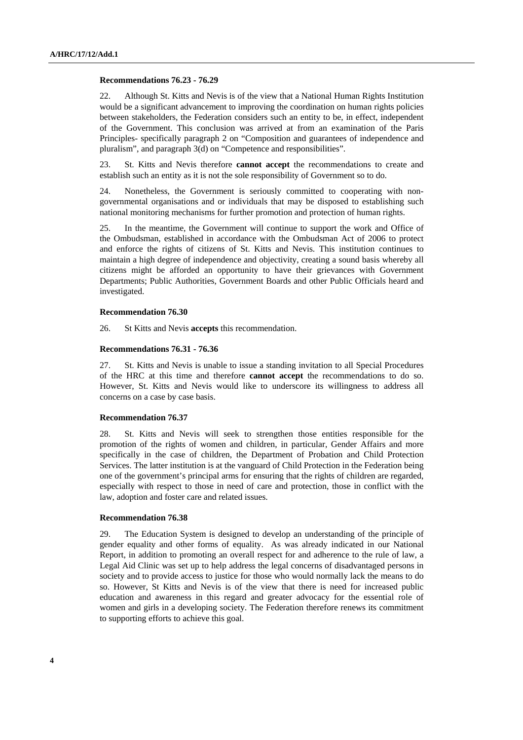**Recommendations 76.23 - 76.29**

22. Although St. Kitts and Nevis is of the view that a National Human Rights Institution would be a significant advancement to improving the coordination on human rights policies between stakeholders, the Federation considers such an entity to be, in effect, independent of the Government. This conclusion was arrived at from an examination of the Paris Principles- specifically paragraph 2 on "Composition and guarantees of independence and pluralism", and paragraph 3(d) on "Competence and responsibilities".

23. St. Kitts and Nevis therefore **cannot accept** the recommendations to create and establish such an entity as it is not the sole responsibility of Government so to do.

24. Nonetheless, the Government is seriously committed to cooperating with non-governmental organisations and or individuals that may be disposed to establishing such national monitoring mechanisms for further promotion and protection of human rights.

25. In the meantime, the Government will continue to support the work and Office of the Ombudsman, established in accordance with the Ombudsman Act of 2006 to protect and enforce the rights of citizens of St. Kitts and Nevis. This institution continues to maintain a high degree of independence and objectivity, creating a sound basis whereby all citizens might be afforded an opportunity to have their grievances with Government Departments; Public Authorities, Government Boards and other Public Officials heard and investigated.

**Recommendation 76.30**

26. St Kitts and Nevis **accepts** this recommendation.

**Recommendations 76.31 - 76.36**

27. St. Kitts and Nevis is unable to issue a standing invitation to all Special Procedures of the HRC at this time and therefore **cannot accept** the recommendations to do so. However, St. Kitts and Nevis would like to underscore its willingness to address all concerns on a case by case basis.

**Recommendation 76.37**

28. St. Kitts and Nevis will seek to strengthen those entities responsible for the promotion of the rights of women and children, in particular, Gender Affairs and more specifically in the case of children, the Department of Probation and Child Protection Services. The latter institution is at the vanguard of Child Protection in the Federation being one of the government's principal arms for ensuring that the rights of children are regarded, especially with respect to those in need of care and protection, those in conflict with the law, adoption and foster care and related issues.

**Recommendation 76.38**

29. The Education System is designed to develop an understanding of the principle of gender equality and other forms of equality. As was already indicated in our National Report, in addition to promoting an overall respect for and adherence to the rule of law, a Legal Aid Clinic was set up to help address the legal concerns of disadvantaged persons in society and to provide access to justice for those who would normally lack the means to do so. However, St Kitts and Nevis is of the view that there is need for increased public education and awareness in this regard and greater advocacy for the essential role of women and girls in a developing society. The Federation therefore renews its commitment to supporting efforts to achieve this goal.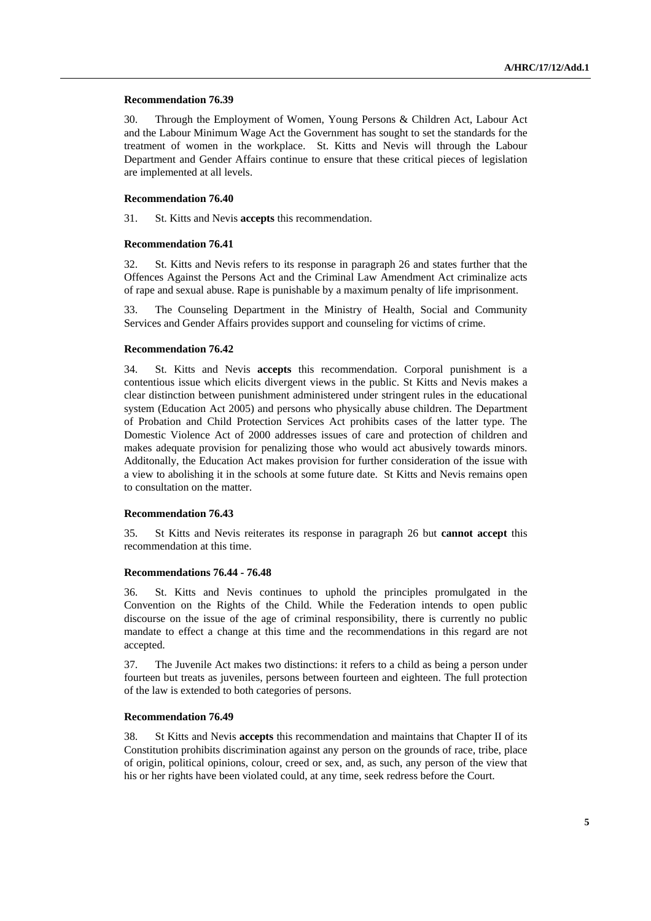**Recommendation 76.39**

30. Through the Employment of Women, Young Persons & Children Act, Labour Act and the Labour Minimum Wage Act the Government has sought to set the standards for the treatment of women in the workplace. St. Kitts and Nevis will through the Labour Department and Gender Affairs continue to ensure that these critical pieces of legislation are implemented at all levels.

**Recommendation 76.40**

31. St. Kitts and Nevis **accepts** this recommendation.

**Recommendation 76.41**

32. St. Kitts and Nevis refers to its response in paragraph 26 and states further that the Offences Against the Persons Act and the Criminal Law Amendment Act criminalize acts of rape and sexual abuse. Rape is punishable by a maximum penalty of life imprisonment.

33. The Counseling Department in the Ministry of Health, Social and Community Services and Gender Affairs provides support and counseling for victims of crime.

**Recommendation 76.42**

34. St. Kitts and Nevis **accepts** this recommendation. Corporal punishment is a contentious issue which elicits divergent views in the public. St Kitts and Nevis makes a clear distinction between punishment administered under stringent rules in the educational system (Education Act 2005) and persons who physically abuse children. The Department of Probation and Child Protection Services Act prohibits cases of the latter type. The Domestic Violence Act of 2000 addresses issues of care and protection of children and makes adequate provision for penalizing those who would act abusively towards minors. Additonally, the Education Act makes provision for further consideration of the issue with a view to abolishing it in the schools at some future date. St Kitts and Nevis remains open to consultation on the matter.

**Recommendation 76.43**

35. St Kitts and Nevis reiterates its response in paragraph 26 but **cannot accept** this recommendation at this time.

**Recommendations 76.44 - 76.48**

36. St. Kitts and Nevis continues to uphold the principles promulgated in the Convention on the Rights of the Child. While the Federation intends to open public discourse on the issue of the age of criminal responsibility, there is currently no public mandate to effect a change at this time and the recommendations in this regard are not accepted.

37. The Juvenile Act makes two distinctions: it refers to a child as being a person under fourteen but treats as juveniles, persons between fourteen and eighteen. The full protection of the law is extended to both categories of persons.

**Recommendation 76.49**

38. St Kitts and Nevis **accepts** this recommendation and maintains that Chapter II of its Constitution prohibits discrimination against any person on the grounds of race, tribe, place of origin, political opinions, colour, creed or sex, and, as such, any person of the view that his or her rights have been violated could, at any time, seek redress before the Court.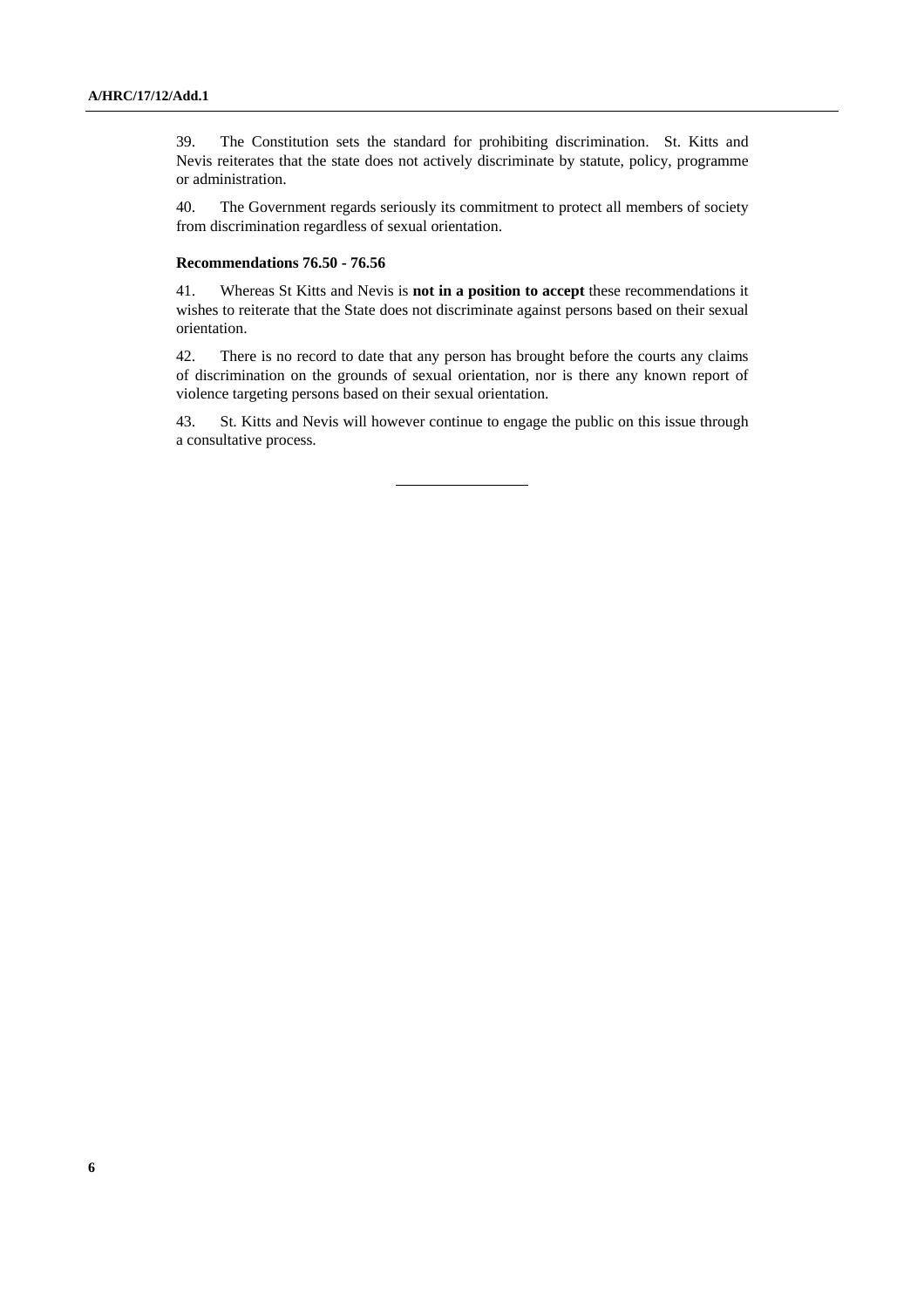39. The Constitution sets the standard for prohibiting discrimination. St. Kitts and Nevis reiterates that the state does not actively discriminate by statute, policy, programme or administration.

40. The Government regards seriously its commitment to protect all members of society from discrimination regardless of sexual orientation.

**Recommendations 76.50 - 76.56**

41. Whereas St Kitts and Nevis is **not in a position to accept** these recommendations it wishes to reiterate that the State does not discriminate against persons based on their sexual orientation.

42. There is no record to date that any person has brought before the courts any claims of discrimination on the grounds of sexual orientation, nor is there any known report of violence targeting persons based on their sexual orientation.

43. St. Kitts and Nevis will however continue to engage the public on this issue through a consultative process.